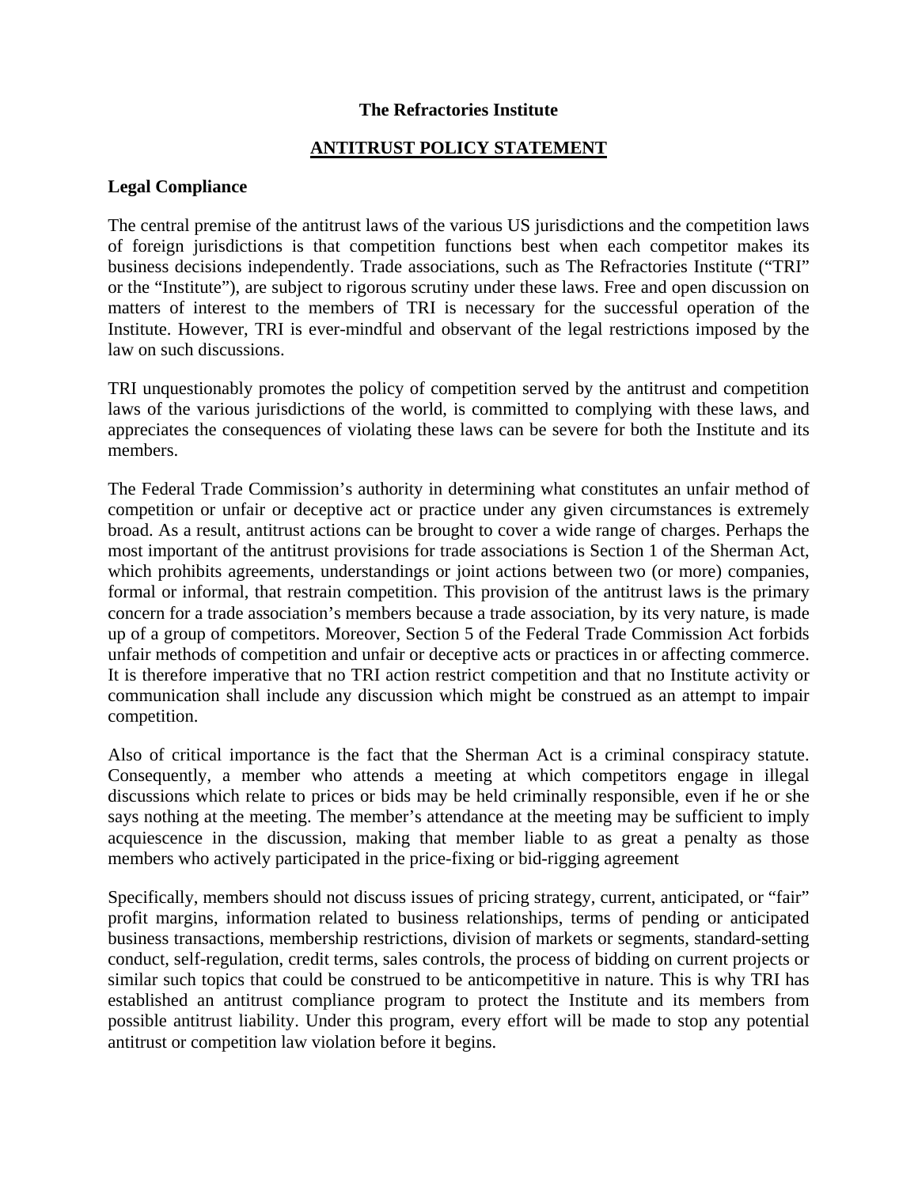# The Refractories Institute

## ANTITRUST POLICY STATEMENT

### Legal Compliance

The central premise of the antitrust laws of the various US jurisdictions and the competition laws of foreign jurisdictions is that competition functions best when each competitor makes its business decisions independently. Trade associations, such as The Refractories Institute ("TRI" or the "Institute"), are subject to rigorous scrutiny under these laws. Free and open discussion on matters of interest to the members of TRI is necessary for the successful operation of the Institute. However, TRI is ever-mindful and observant of the legal restrictions imposed by the law on such discussions.

TRI unquestionably promotes the policy of competition served by the antitrust and competition laws of the various jurisdictions of the world, is committed to complying with these laws, and appreciates the consequences of violating these laws can be severe for both the Institute and its members.

The Federal Trade Commission's authority in determining what constitutes an unfair method of competition or unfair or deceptive act or practice under any given circumstances is extremely broad. As a result, antitrust actions can be brought to cover a wide range of charges. Perhaps the most important of the antitrust provisions for trade associations is Section 1 of the Sherman Act, which prohibits agreements, understandings or joint actions between two (or more) companies, formal or informal, that restrain competition. This provision of the antitrust laws is the primary concern for a trade association's members because a trade association, by its very nature, is made up of a group of competitors. Moreover, Section 5 of the Federal Trade Commission Act forbids unfair methods of competition and unfair or deceptive acts or practices in or affecting commerce. It is therefore imperative that no TRI action restrict competition and that no Institute activity or communication shall include any discussion which might be construed as an attempt to impair competition.

Also of critical importance is the fact that the Sherman Act is a criminal conspiracy statute. Consequently, a member who attends a meeting at which competitors engage in illegal discussions which relate to prices or bids may be held criminally responsible, even if he or she says nothing at the meeting. The member's attendance at the meeting may be sufficient to imply acquiescence in the discussion, making that member liable to as great a penalty as those members who actively participated in the price-fixing or bid-rigging agreement

Specifically, members should not discuss issues of pricing strategy, current, anticipated, or "fair" profit margins, information related to business relationships, terms of pending or anticipated business transactions, membership restrictions, division of markets or segments, standard-setting conduct, self-regulation, credit terms, sales controls, the process of bidding on current projects or similar such topics that could be construed to be anticompetitive in nature. This is why TRI has established an antitrust compliance program to protect the Institute and its members from possible antitrust liability. Under this program, every effort will be made to stop any potential antitrust or competition law violation before it begins.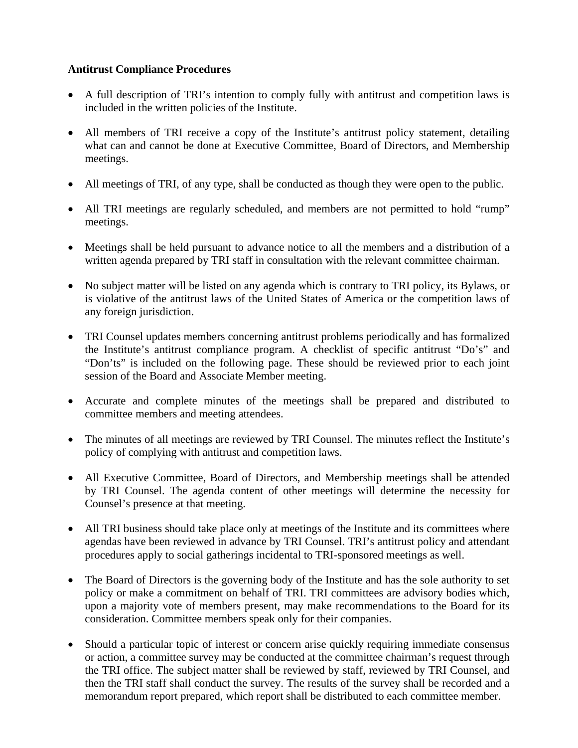**Antitrust Compliance Procedures**

- A full description of TRI's intention to comply fully with antitrust and competition laws is included in the written policies of the Institute.

- All members of TRI receive a copy of the Institute's antitrust policy statement, detailing what can and cannot be done at Executive Committee, Board of Directors, and Membership meetings.

- All meetings of TRI, of any type, shall be conducted as though they were open to the public.

- All TRI meetings are regularly scheduled, and members are not permitted to hold "rump" meetings.

- Meetings shall be held pursuant to advance notice to all the members and a distribution of a written agenda prepared by TRI staff in consultation with the relevant committee chairman.

- No subject matter will be listed on any agenda which is contrary to TRI policy, its Bylaws, or is violative of the antitrust laws of the United States of America or the competition laws of any foreign jurisdiction.

- TRI Counsel updates members concerning antitrust problems periodically and has formalized the Institute's antitrust compliance program. A checklist of specific antitrust "Do's" and "Don'ts" is included on the following page. These should be reviewed prior to each joint session of the Board and Associate Member meeting.

- Accurate and complete minutes of the meetings shall be prepared and distributed to committee members and meeting attendees.

- The minutes of all meetings are reviewed by TRI Counsel. The minutes reflect the Institute's policy of complying with antitrust and competition laws.

- All Executive Committee, Board of Directors, and Membership meetings shall be attended by TRI Counsel. The agenda content of other meetings will determine the necessity for Counsel's presence at that meeting.

- All TRI business should take place only at meetings of the Institute and its committees where agendas have been reviewed in advance by TRI Counsel. TRI's antitrust policy and attendant procedures apply to social gatherings incidental to TRI-sponsored meetings as well.

- The Board of Directors is the governing body of the Institute and has the sole authority to set policy or make a commitment on behalf of TRI. TRI committees are advisory bodies which, upon a majority vote of members present, may make recommendations to the Board for its consideration. Committee members speak only for their companies.

- Should a particular topic of interest or concern arise quickly requiring immediate consensus or action, a committee survey may be conducted at the committee chairman's request through the TRI office. The subject matter shall be reviewed by staff, reviewed by TRI Counsel, and then the TRI staff shall conduct the survey. The results of the survey shall be recorded and a memorandum report prepared, which report shall be distributed to each committee member.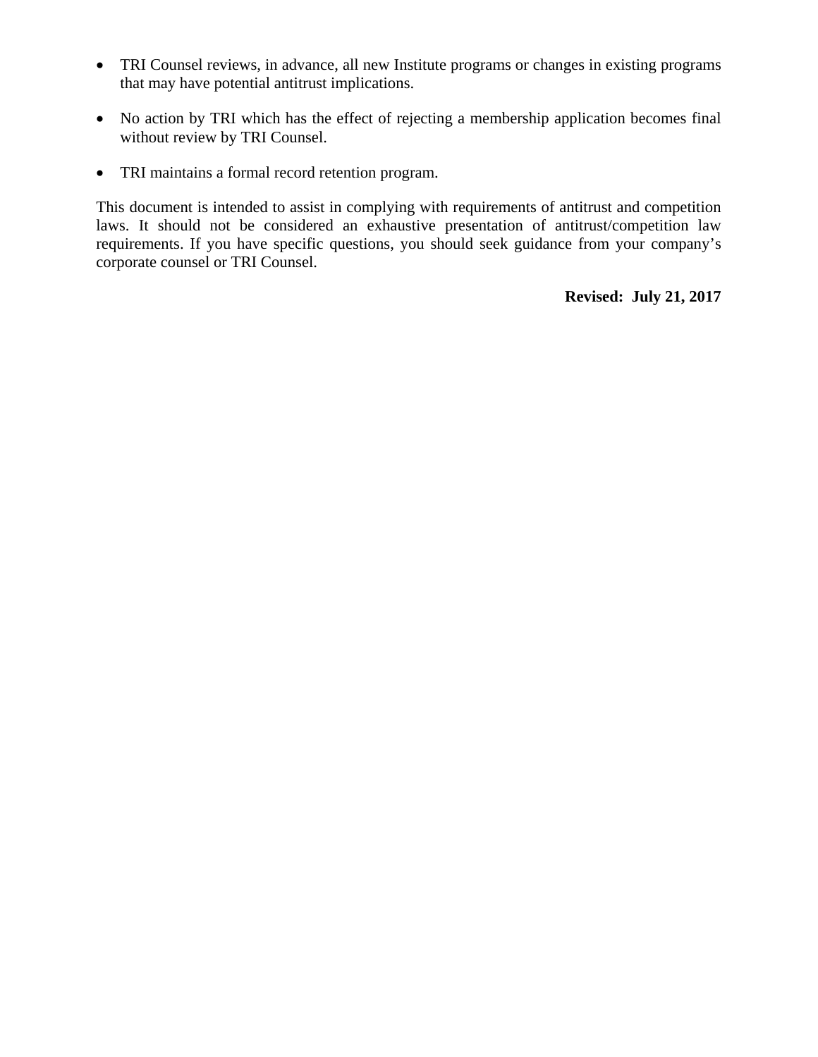- TRI Counsel reviews, in advance, all new Institute programs or changes in existing programs that may have potential antitrust implications.

- No action by TRI which has the effect of rejecting a membership application becomes final without review by TRI Counsel.

- TRI maintains a formal record retention program.

This document is intended to assist in complying with requirements of antitrust and competition laws. It should not be considered an exhaustive presentation of antitrust/competition law requirements. If you have specific questions, you should seek guidance from your company's corporate counsel or TRI Counsel.

**Revised: July 21, 2017**